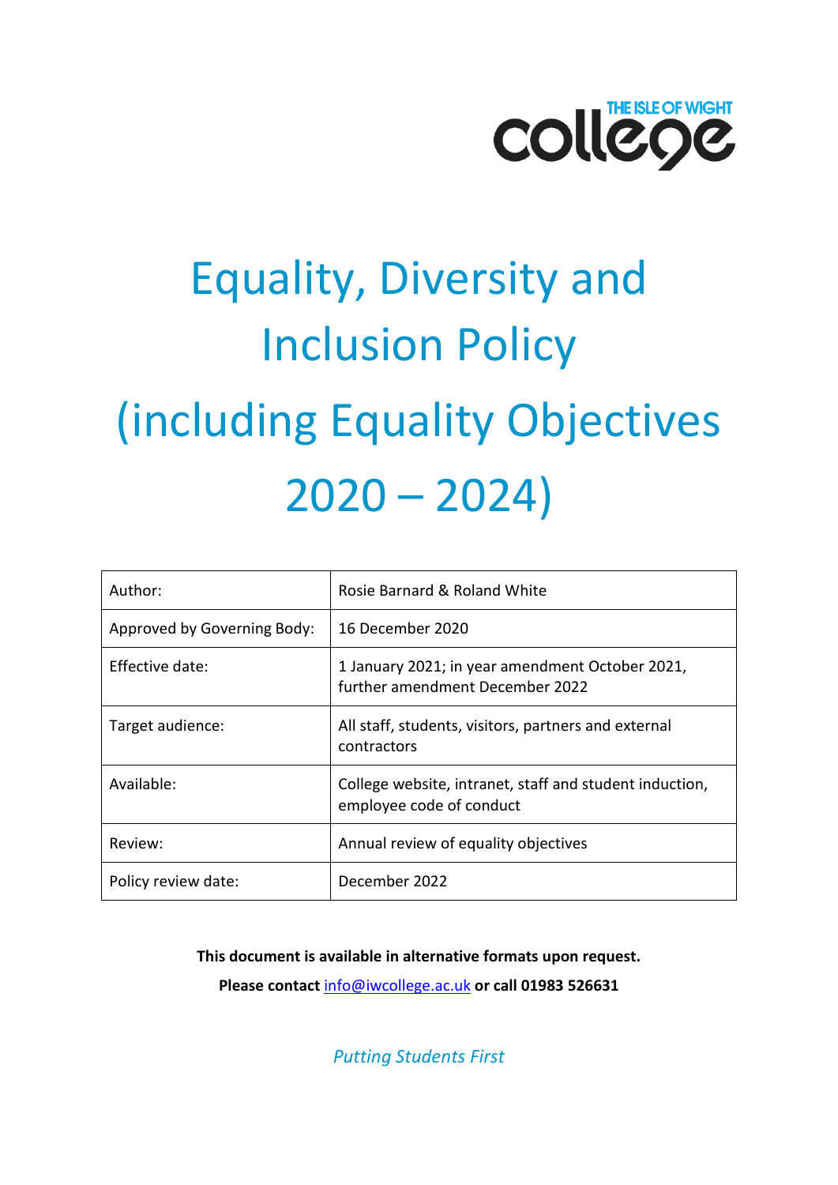# Equality, Diversity and Inclusion Policy (including Equality Objectives 2020 – 2024)

| Author: | Rosie Barnard & Roland White |
|---|---|
| Approved by Governing Body: | 16 December 2020 |
| Effective date: | 1 January 2021; in year amendment October 2021, further amendment December 2022 |
| Target audience: | All staff, students, visitors, partners and external contractors |
| Available: | College website, intranet, staff and student induction, employee code of conduct |
| Review: | Annual review of equality objectives |
| Policy review date: | December 2022 |

**This document is available in alternative formats upon request.**

**Please contact** info@iwcollege.ac.uk **or call 01983 526631**

*Putting Students First*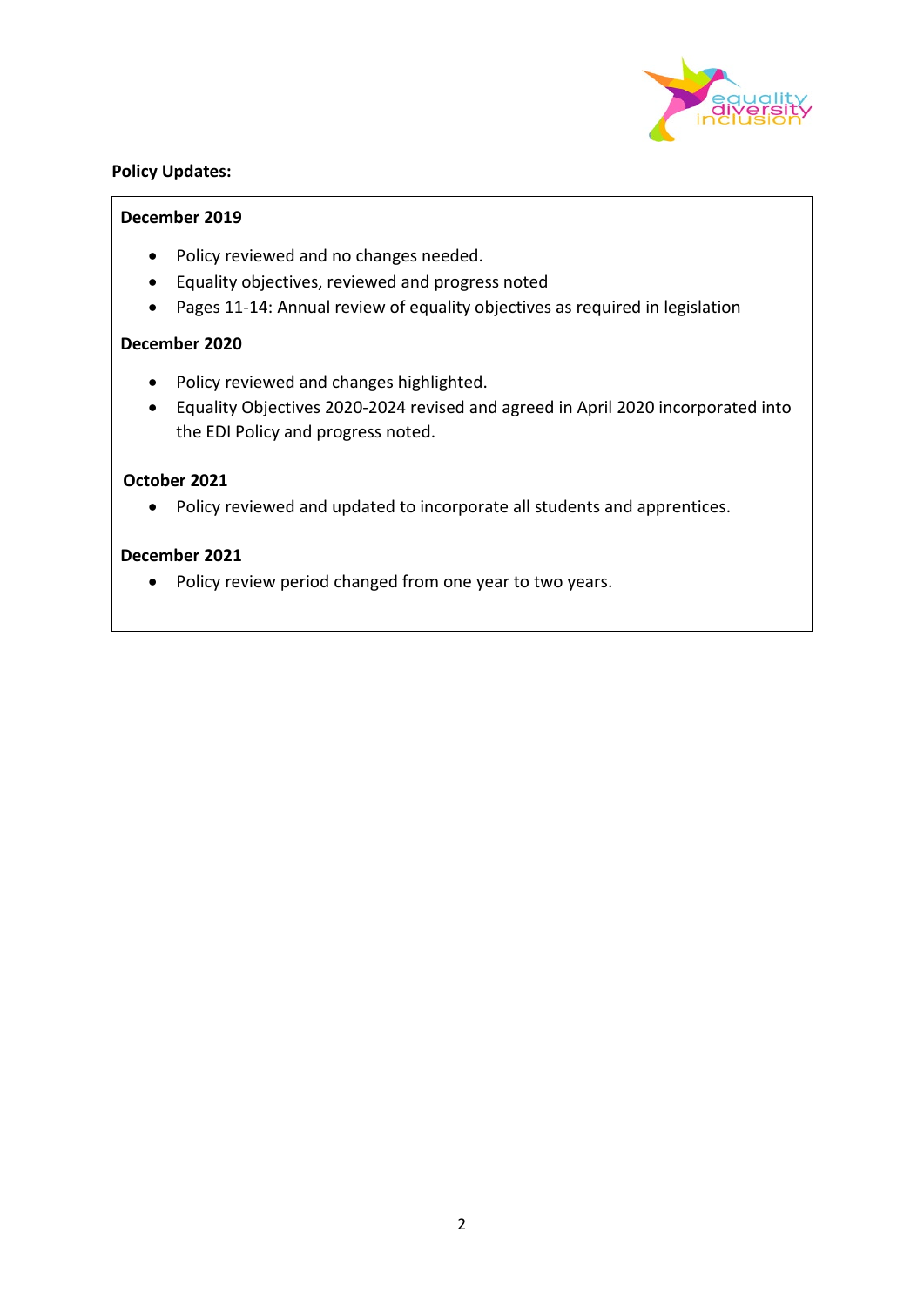**Policy Updates:**

**December 2019**

- Policy reviewed and no changes needed.
- Equality objectives, reviewed and progress noted
- Pages 11-14: Annual review of equality objectives as required in legislation

**December 2020**

- Policy reviewed and changes highlighted.
- Equality Objectives 2020-2024 revised and agreed in April 2020 incorporated into the EDI Policy and progress noted.

**October 2021**

- Policy reviewed and updated to incorporate all students and apprentices.

**December 2021**

- Policy review period changed from one year to two years.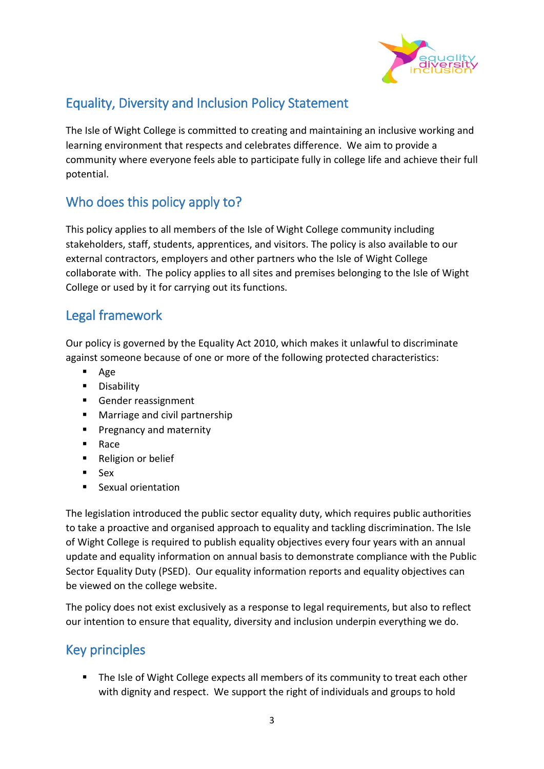## Equality, Diversity and Inclusion Policy Statement

The Isle of Wight College is committed to creating and maintaining an inclusive working and learning environment that respects and celebrates difference. We aim to provide a community where everyone feels able to participate fully in college life and achieve their full potential.

## Who does this policy apply to?

This policy applies to all members of the Isle of Wight College community including stakeholders, staff, students, apprentices, and visitors. The policy is also available to our external contractors, employers and other partners who the Isle of Wight College collaborate with. The policy applies to all sites and premises belonging to the Isle of Wight College or used by it for carrying out its functions.

## Legal framework

Our policy is governed by the Equality Act 2010, which makes it unlawful to discriminate against someone because of one or more of the following protected characteristics:

- Age
- Disability
- Gender reassignment
- Marriage and civil partnership
- Pregnancy and maternity
- Race
- Religion or belief
- Sex
- Sexual orientation

The legislation introduced the public sector equality duty, which requires public authorities to take a proactive and organised approach to equality and tackling discrimination. The Isle of Wight College is required to publish equality objectives every four years with an annual update and equality information on annual basis to demonstrate compliance with the Public Sector Equality Duty (PSED). Our equality information reports and equality objectives can be viewed on the college website.

The policy does not exist exclusively as a response to legal requirements, but also to reflect our intention to ensure that equality, diversity and inclusion underpin everything we do.

## Key principles

- The Isle of Wight College expects all members of its community to treat each other with dignity and respect. We support the right of individuals and groups to hold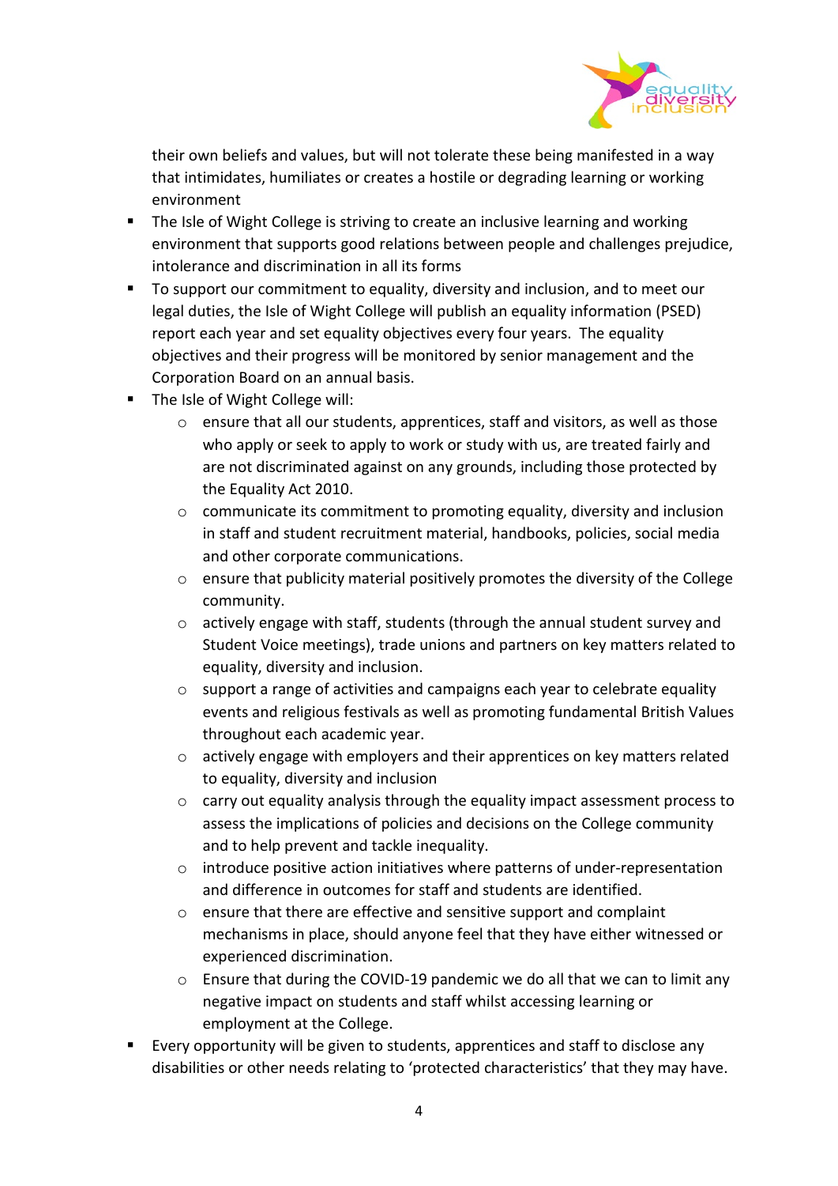their own beliefs and values, but will not tolerate these being manifested in a way that intimidates, humiliates or creates a hostile or degrading learning or working environment

- The Isle of Wight College is striving to create an inclusive learning and working environment that supports good relations between people and challenges prejudice, intolerance and discrimination in all its forms
- To support our commitment to equality, diversity and inclusion, and to meet our legal duties, the Isle of Wight College will publish an equality information (PSED) report each year and set equality objectives every four years. The equality objectives and their progress will be monitored by senior management and the Corporation Board on an annual basis.
- The Isle of Wight College will:
    - ensure that all our students, apprentices, staff and visitors, as well as those who apply or seek to apply to work or study with us, are treated fairly and are not discriminated against on any grounds, including those protected by the Equality Act 2010.
    - communicate its commitment to promoting equality, diversity and inclusion in staff and student recruitment material, handbooks, policies, social media and other corporate communications.
    - ensure that publicity material positively promotes the diversity of the College community.
    - actively engage with staff, students (through the annual student survey and Student Voice meetings), trade unions and partners on key matters related to equality, diversity and inclusion.
    - support a range of activities and campaigns each year to celebrate equality events and religious festivals as well as promoting fundamental British Values throughout each academic year.
    - actively engage with employers and their apprentices on key matters related to equality, diversity and inclusion
    - carry out equality analysis through the equality impact assessment process to assess the implications of policies and decisions on the College community and to help prevent and tackle inequality.
    - introduce positive action initiatives where patterns of under-representation and difference in outcomes for staff and students are identified.
    - ensure that there are effective and sensitive support and complaint mechanisms in place, should anyone feel that they have either witnessed or experienced discrimination.
    - Ensure that during the COVID-19 pandemic we do all that we can to limit any negative impact on students and staff whilst accessing learning or employment at the College.
- Every opportunity will be given to students, apprentices and staff to disclose any disabilities or other needs relating to 'protected characteristics' that they may have.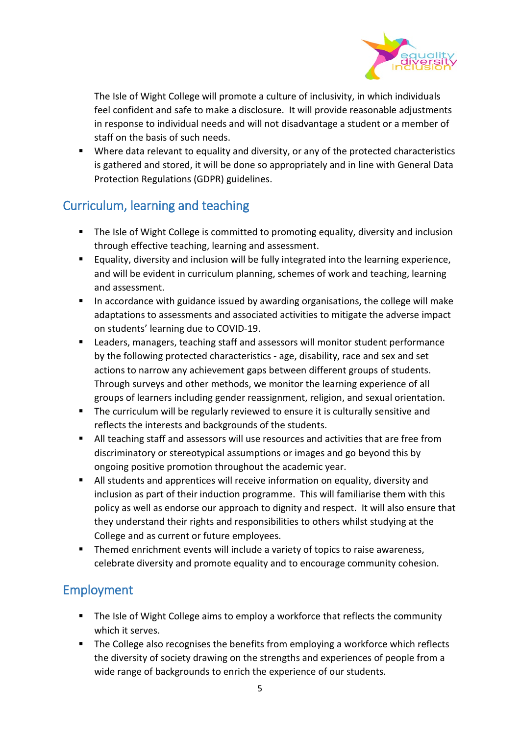The Isle of Wight College will promote a culture of inclusivity, in which individuals feel confident and safe to make a disclosure. It will provide reasonable adjustments in response to individual needs and will not disadvantage a student or a member of staff on the basis of such needs.

- Where data relevant to equality and diversity, or any of the protected characteristics is gathered and stored, it will be done so appropriately and in line with General Data Protection Regulations (GDPR) guidelines.

## Curriculum, learning and teaching

- The Isle of Wight College is committed to promoting equality, diversity and inclusion through effective teaching, learning and assessment.
- Equality, diversity and inclusion will be fully integrated into the learning experience, and will be evident in curriculum planning, schemes of work and teaching, learning and assessment.
- In accordance with guidance issued by awarding organisations, the college will make adaptations to assessments and associated activities to mitigate the adverse impact on students' learning due to COVID-19.
- Leaders, managers, teaching staff and assessors will monitor student performance by the following protected characteristics - age, disability, race and sex and set actions to narrow any achievement gaps between different groups of students. Through surveys and other methods, we monitor the learning experience of all groups of learners including gender reassignment, religion, and sexual orientation.
- The curriculum will be regularly reviewed to ensure it is culturally sensitive and reflects the interests and backgrounds of the students.
- All teaching staff and assessors will use resources and activities that are free from discriminatory or stereotypical assumptions or images and go beyond this by ongoing positive promotion throughout the academic year.
- All students and apprentices will receive information on equality, diversity and inclusion as part of their induction programme. This will familiarise them with this policy as well as endorse our approach to dignity and respect. It will also ensure that they understand their rights and responsibilities to others whilst studying at the College and as current or future employees.
- Themed enrichment events will include a variety of topics to raise awareness, celebrate diversity and promote equality and to encourage community cohesion.

## Employment

- The Isle of Wight College aims to employ a workforce that reflects the community which it serves.
- The College also recognises the benefits from employing a workforce which reflects the diversity of society drawing on the strengths and experiences of people from a wide range of backgrounds to enrich the experience of our students.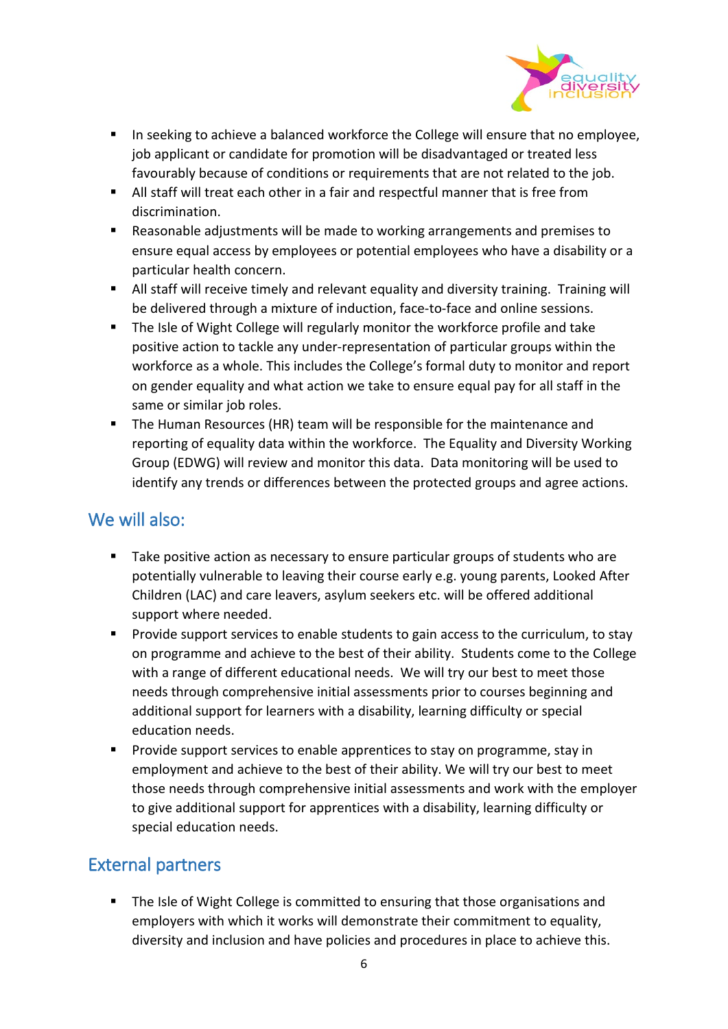- In seeking to achieve a balanced workforce the College will ensure that no employee, job applicant or candidate for promotion will be disadvantaged or treated less favourably because of conditions or requirements that are not related to the job.
- All staff will treat each other in a fair and respectful manner that is free from discrimination.
- Reasonable adjustments will be made to working arrangements and premises to ensure equal access by employees or potential employees who have a disability or a particular health concern.
- All staff will receive timely and relevant equality and diversity training. Training will be delivered through a mixture of induction, face-to-face and online sessions.
- The Isle of Wight College will regularly monitor the workforce profile and take positive action to tackle any under-representation of particular groups within the workforce as a whole. This includes the College's formal duty to monitor and report on gender equality and what action we take to ensure equal pay for all staff in the same or similar job roles.
- The Human Resources (HR) team will be responsible for the maintenance and reporting of equality data within the workforce. The Equality and Diversity Working Group (EDWG) will review and monitor this data. Data monitoring will be used to identify any trends or differences between the protected groups and agree actions.

## We will also:

- Take positive action as necessary to ensure particular groups of students who are potentially vulnerable to leaving their course early e.g. young parents, Looked After Children (LAC) and care leavers, asylum seekers etc. will be offered additional support where needed.
- Provide support services to enable students to gain access to the curriculum, to stay on programme and achieve to the best of their ability. Students come to the College with a range of different educational needs. We will try our best to meet those needs through comprehensive initial assessments prior to courses beginning and additional support for learners with a disability, learning difficulty or special education needs.
- Provide support services to enable apprentices to stay on programme, stay in employment and achieve to the best of their ability. We will try our best to meet those needs through comprehensive initial assessments and work with the employer to give additional support for apprentices with a disability, learning difficulty or special education needs.

## External partners

- The Isle of Wight College is committed to ensuring that those organisations and employers with which it works will demonstrate their commitment to equality, diversity and inclusion and have policies and procedures in place to achieve this.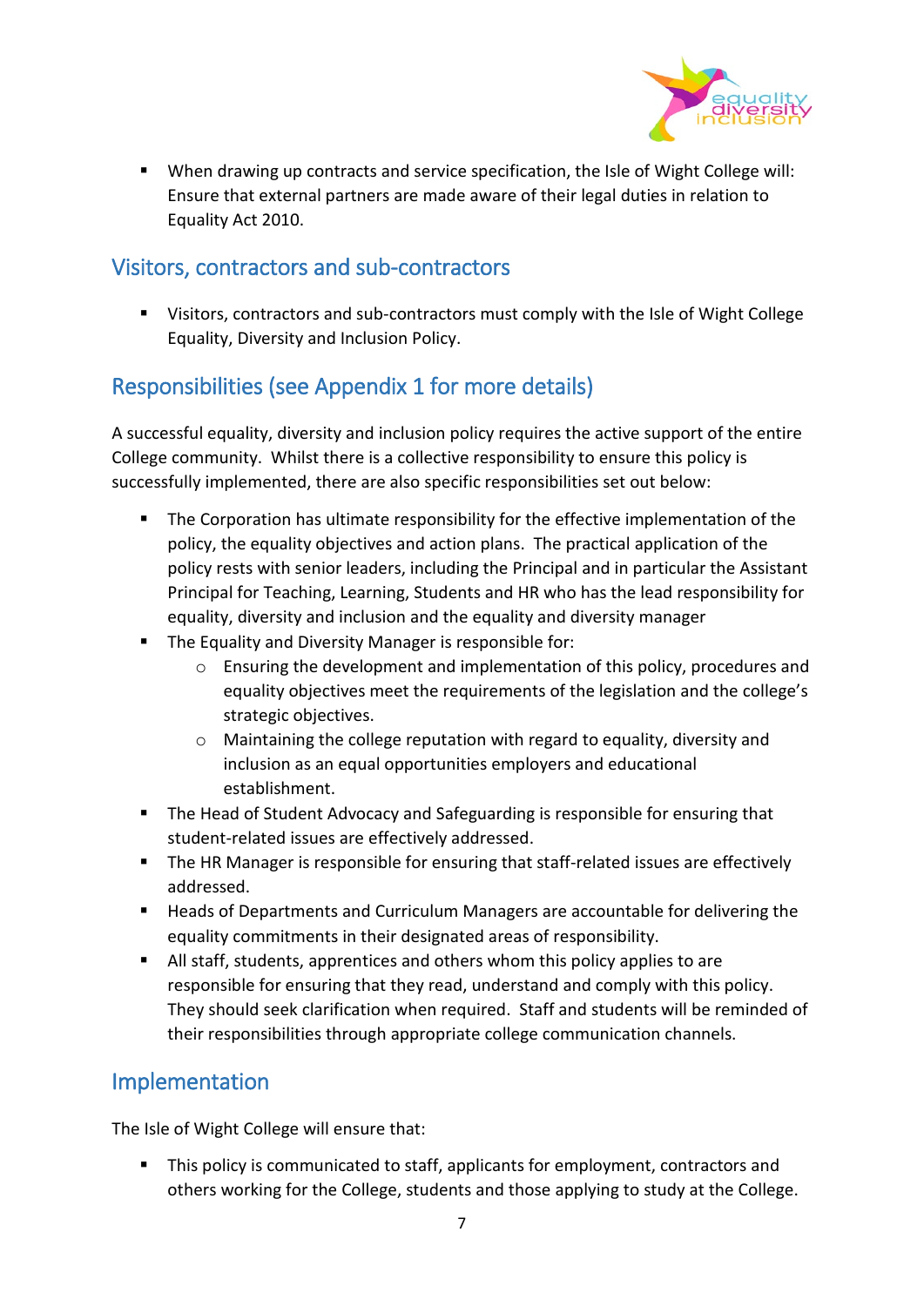- When drawing up contracts and service specification, the Isle of Wight College will: Ensure that external partners are made aware of their legal duties in relation to Equality Act 2010.

## Visitors, contractors and sub-contractors

- Visitors, contractors and sub-contractors must comply with the Isle of Wight College Equality, Diversity and Inclusion Policy.

## Responsibilities (see Appendix 1 for more details)

A successful equality, diversity and inclusion policy requires the active support of the entire College community. Whilst there is a collective responsibility to ensure this policy is successfully implemented, there are also specific responsibilities set out below:

- The Corporation has ultimate responsibility for the effective implementation of the policy, the equality objectives and action plans. The practical application of the policy rests with senior leaders, including the Principal and in particular the Assistant Principal for Teaching, Learning, Students and HR who has the lead responsibility for equality, diversity and inclusion and the equality and diversity manager
- The Equality and Diversity Manager is responsible for:
    - Ensuring the development and implementation of this policy, procedures and equality objectives meet the requirements of the legislation and the college's strategic objectives.
    - Maintaining the college reputation with regard to equality, diversity and inclusion as an equal opportunities employers and educational establishment.
- The Head of Student Advocacy and Safeguarding is responsible for ensuring that student-related issues are effectively addressed.
- The HR Manager is responsible for ensuring that staff-related issues are effectively addressed.
- Heads of Departments and Curriculum Managers are accountable for delivering the equality commitments in their designated areas of responsibility.
- All staff, students, apprentices and others whom this policy applies to are responsible for ensuring that they read, understand and comply with this policy. They should seek clarification when required. Staff and students will be reminded of their responsibilities through appropriate college communication channels.

## Implementation

The Isle of Wight College will ensure that:

- This policy is communicated to staff, applicants for employment, contractors and others working for the College, students and those applying to study at the College.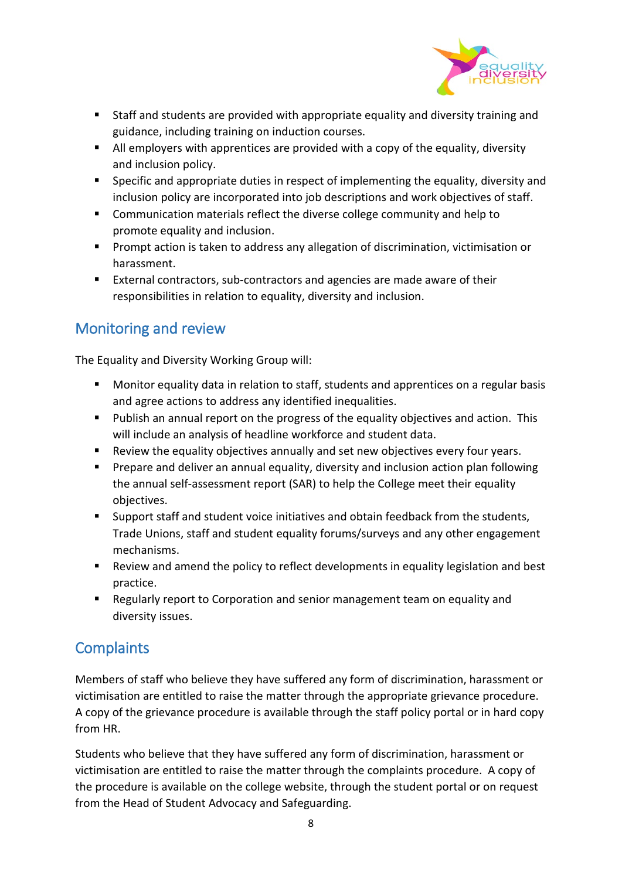- Staff and students are provided with appropriate equality and diversity training and guidance, including training on induction courses.
- All employers with apprentices are provided with a copy of the equality, diversity and inclusion policy.
- Specific and appropriate duties in respect of implementing the equality, diversity and inclusion policy are incorporated into job descriptions and work objectives of staff.
- Communication materials reflect the diverse college community and help to promote equality and inclusion.
- Prompt action is taken to address any allegation of discrimination, victimisation or harassment.
- External contractors, sub-contractors and agencies are made aware of their responsibilities in relation to equality, diversity and inclusion.

## Monitoring and review

The Equality and Diversity Working Group will:

- Monitor equality data in relation to staff, students and apprentices on a regular basis and agree actions to address any identified inequalities.
- Publish an annual report on the progress of the equality objectives and action. This will include an analysis of headline workforce and student data.
- Review the equality objectives annually and set new objectives every four years.
- Prepare and deliver an annual equality, diversity and inclusion action plan following the annual self-assessment report (SAR) to help the College meet their equality objectives.
- Support staff and student voice initiatives and obtain feedback from the students, Trade Unions, staff and student equality forums/surveys and any other engagement mechanisms.
- Review and amend the policy to reflect developments in equality legislation and best practice.
- Regularly report to Corporation and senior management team on equality and diversity issues.

## Complaints

Members of staff who believe they have suffered any form of discrimination, harassment or victimisation are entitled to raise the matter through the appropriate grievance procedure. A copy of the grievance procedure is available through the staff policy portal or in hard copy from HR.

Students who believe that they have suffered any form of discrimination, harassment or victimisation are entitled to raise the matter through the complaints procedure. A copy of the procedure is available on the college website, through the student portal or on request from the Head of Student Advocacy and Safeguarding.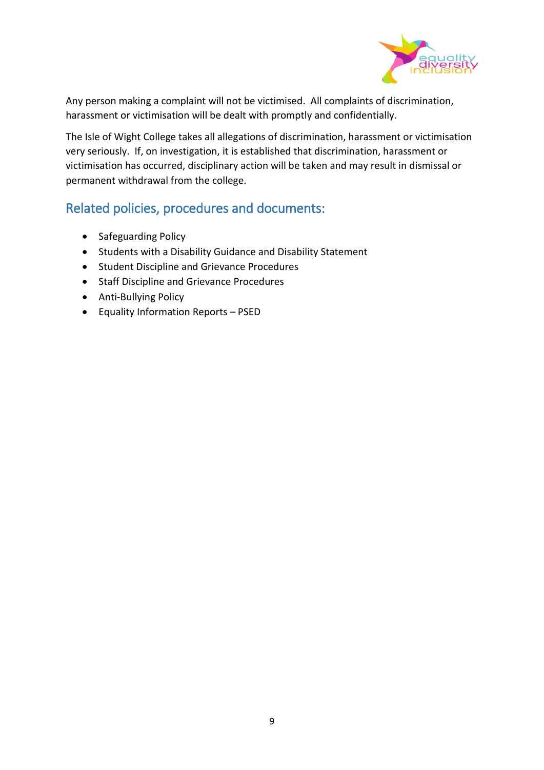Any person making a complaint will not be victimised. All complaints of discrimination, harassment or victimisation will be dealt with promptly and confidentially.

The Isle of Wight College takes all allegations of discrimination, harassment or victimisation very seriously. If, on investigation, it is established that discrimination, harassment or victimisation has occurred, disciplinary action will be taken and may result in dismissal or permanent withdrawal from the college.

## Related policies, procedures and documents:

- Safeguarding Policy
- Students with a Disability Guidance and Disability Statement
- Student Discipline and Grievance Procedures
- Staff Discipline and Grievance Procedures
- Anti-Bullying Policy
- Equality Information Reports – PSED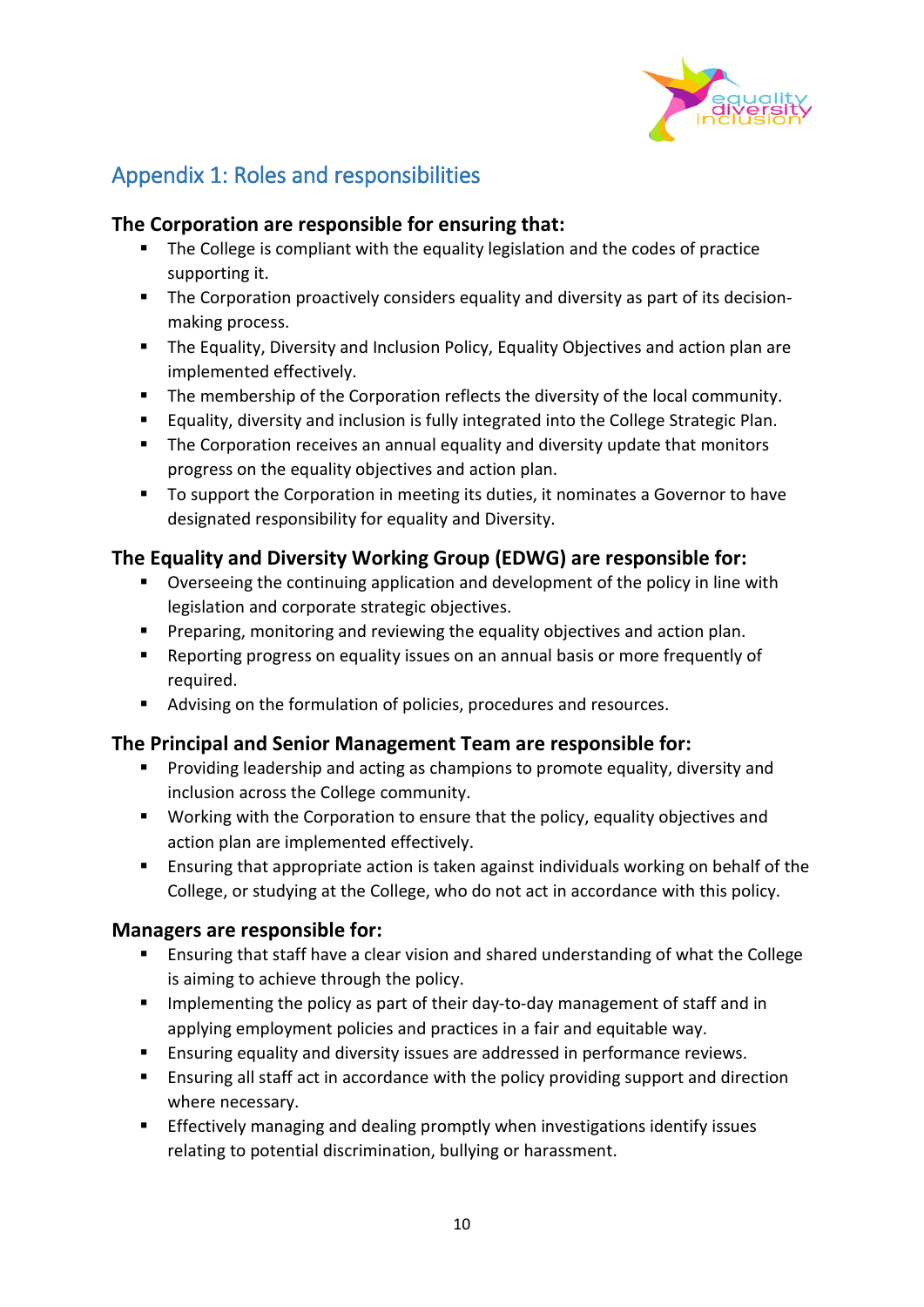## Appendix 1: Roles and responsibilities

### The Corporation are responsible for ensuring that:

- The College is compliant with the equality legislation and the codes of practice supporting it.
- The Corporation proactively considers equality and diversity as part of its decision-making process.
- The Equality, Diversity and Inclusion Policy, Equality Objectives and action plan are implemented effectively.
- The membership of the Corporation reflects the diversity of the local community.
- Equality, diversity and inclusion is fully integrated into the College Strategic Plan.
- The Corporation receives an annual equality and diversity update that monitors progress on the equality objectives and action plan.
- To support the Corporation in meeting its duties, it nominates a Governor to have designated responsibility for equality and Diversity.

### The Equality and Diversity Working Group (EDWG) are responsible for:

- Overseeing the continuing application and development of the policy in line with legislation and corporate strategic objectives.
- Preparing, monitoring and reviewing the equality objectives and action plan.
- Reporting progress on equality issues on an annual basis or more frequently of required.
- Advising on the formulation of policies, procedures and resources.

### The Principal and Senior Management Team are responsible for:

- Providing leadership and acting as champions to promote equality, diversity and inclusion across the College community.
- Working with the Corporation to ensure that the policy, equality objectives and action plan are implemented effectively.
- Ensuring that appropriate action is taken against individuals working on behalf of the College, or studying at the College, who do not act in accordance with this policy.

### Managers are responsible for:

- Ensuring that staff have a clear vision and shared understanding of what the College is aiming to achieve through the policy.
- Implementing the policy as part of their day-to-day management of staff and in applying employment policies and practices in a fair and equitable way.
- Ensuring equality and diversity issues are addressed in performance reviews.
- Ensuring all staff act in accordance with the policy providing support and direction where necessary.
- Effectively managing and dealing promptly when investigations identify issues relating to potential discrimination, bullying or harassment.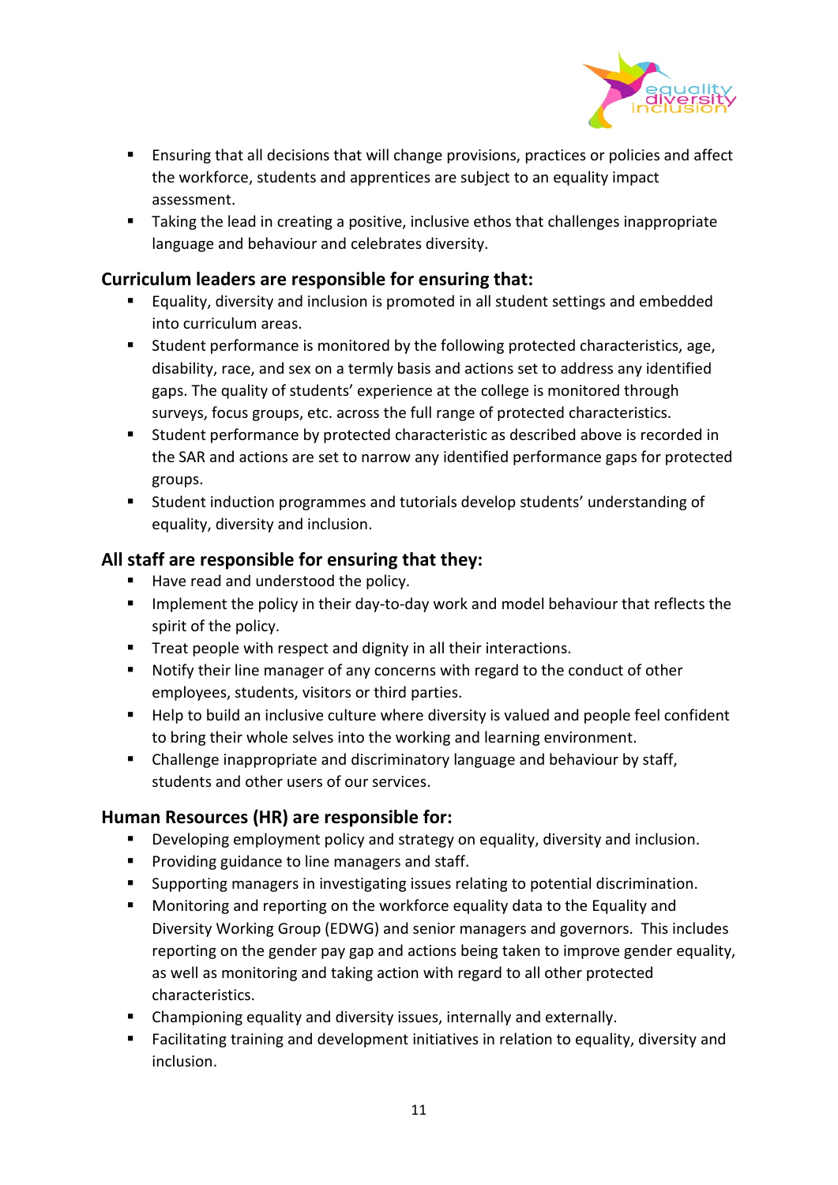- Ensuring that all decisions that will change provisions, practices or policies and affect the workforce, students and apprentices are subject to an equality impact assessment.
- Taking the lead in creating a positive, inclusive ethos that challenges inappropriate language and behaviour and celebrates diversity.

## Curriculum leaders are responsible for ensuring that:

- Equality, diversity and inclusion is promoted in all student settings and embedded into curriculum areas.
- Student performance is monitored by the following protected characteristics, age, disability, race, and sex on a termly basis and actions set to address any identified gaps. The quality of students' experience at the college is monitored through surveys, focus groups, etc. across the full range of protected characteristics.
- Student performance by protected characteristic as described above is recorded in the SAR and actions are set to narrow any identified performance gaps for protected groups.
- Student induction programmes and tutorials develop students' understanding of equality, diversity and inclusion.

## All staff are responsible for ensuring that they:

- Have read and understood the policy.
- Implement the policy in their day-to-day work and model behaviour that reflects the spirit of the policy.
- Treat people with respect and dignity in all their interactions.
- Notify their line manager of any concerns with regard to the conduct of other employees, students, visitors or third parties.
- Help to build an inclusive culture where diversity is valued and people feel confident to bring their whole selves into the working and learning environment.
- Challenge inappropriate and discriminatory language and behaviour by staff, students and other users of our services.

## Human Resources (HR) are responsible for:

- Developing employment policy and strategy on equality, diversity and inclusion.
- Providing guidance to line managers and staff.
- Supporting managers in investigating issues relating to potential discrimination.
- Monitoring and reporting on the workforce equality data to the Equality and Diversity Working Group (EDWG) and senior managers and governors. This includes reporting on the gender pay gap and actions being taken to improve gender equality, as well as monitoring and taking action with regard to all other protected characteristics.
- Championing equality and diversity issues, internally and externally.
- Facilitating training and development initiatives in relation to equality, diversity and inclusion.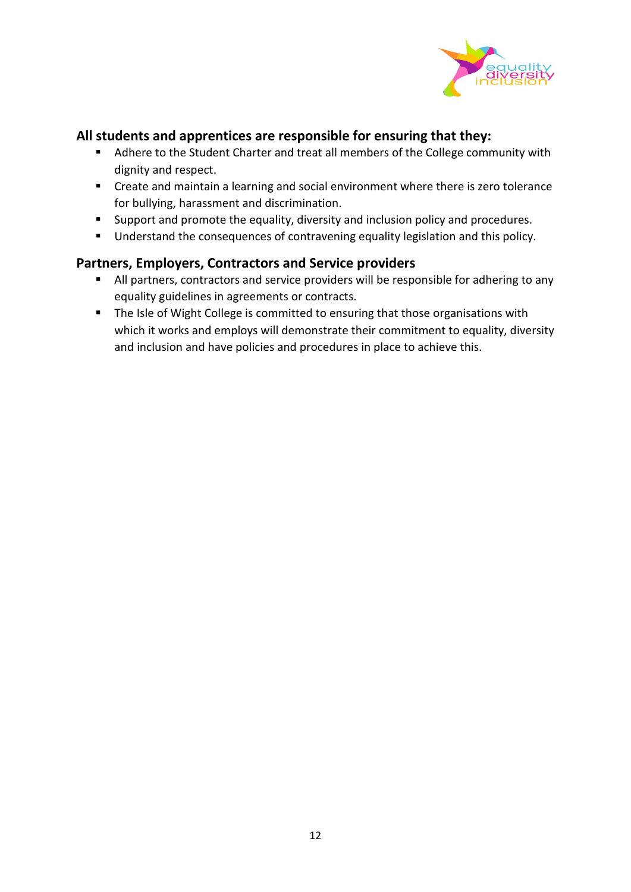### All students and apprentices are responsible for ensuring that they:

- Adhere to the Student Charter and treat all members of the College community with dignity and respect.
- Create and maintain a learning and social environment where there is zero tolerance for bullying, harassment and discrimination.
- Support and promote the equality, diversity and inclusion policy and procedures.
- Understand the consequences of contravening equality legislation and this policy.

### Partners, Employers, Contractors and Service providers

- All partners, contractors and service providers will be responsible for adhering to any equality guidelines in agreements or contracts.
- The Isle of Wight College is committed to ensuring that those organisations with which it works and employs will demonstrate their commitment to equality, diversity and inclusion and have policies and procedures in place to achieve this.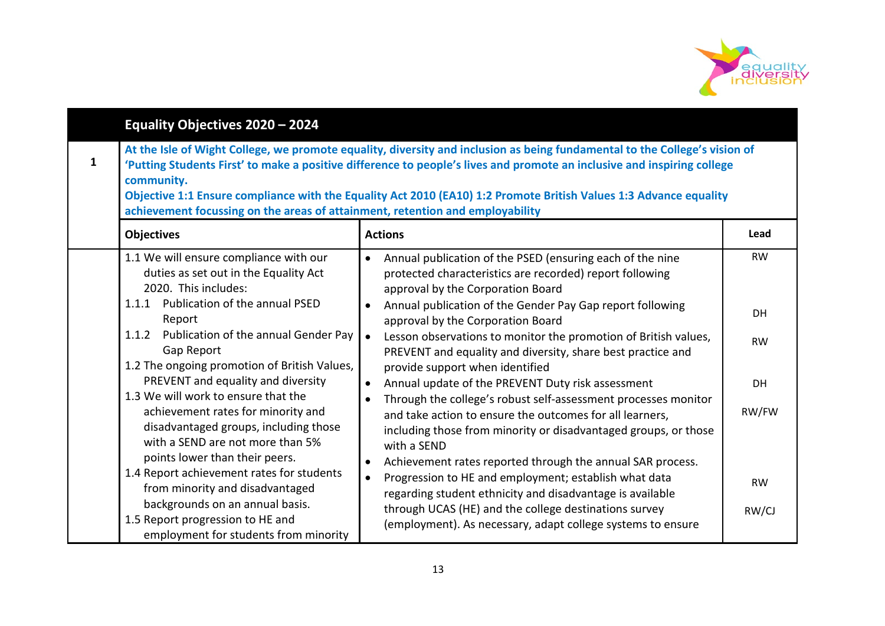| | Equality Objectives 2020 – 2024 | | |
|---|---|---|---|
| 1 | **At the Isle of Wight College, we promote equality, diversity and inclusion as being fundamental to the College's vision of 'Putting Students First' to make a positive difference to people's lives and promote an inclusive and inspiring college community.**<br>**Objective 1:1 Ensure compliance with the Equality Act 2010 (EA10) 1:2 Promote British Values 1:3 Advance equality achievement focussing on the areas of attainment, retention and employability** | | |
| | **Objectives** | **Actions** | **Lead** |
| | 1.1 We will ensure compliance with our duties as set out in the Equality Act 2020. This includes:<br>1.1.1 Publication of the annual PSED Report<br>1.1.2 Publication of the annual Gender Pay Gap Report<br>1.2 The ongoing promotion of British Values, PREVENT and equality and diversity<br>1.3 We will work to ensure that the achievement rates for minority and disadvantaged groups, including those with a SEND are not more than 5% points lower than their peers.<br>1.4 Report achievement rates for students from minority and disadvantaged backgrounds on an annual basis.<br>1.5 Report progression to HE and employment for students from minority | • Annual publication of the PSED (ensuring each of the nine protected characteristics are recorded) report following approval by the Corporation Board<br>• Annual publication of the Gender Pay Gap report following approval by the Corporation Board<br>• Lesson observations to monitor the promotion of British values, PREVENT and equality and diversity, share best practice and provide support when identified<br>• Annual update of the PREVENT Duty risk assessment<br>• Through the college's robust self-assessment processes monitor and take action to ensure the outcomes for all learners, including those from minority or disadvantaged groups, or those with a SEND<br>• Achievement rates reported through the annual SAR process.<br>• Progression to HE and employment; establish what data regarding student ethnicity and disadvantage is available through UCAS (HE) and the college destinations survey (employment). As necessary, adapt college systems to ensure | RW<br><br>DH<br><br>RW<br><br>DH<br><br>RW/FW<br><br>RW<br><br>RW/CJ |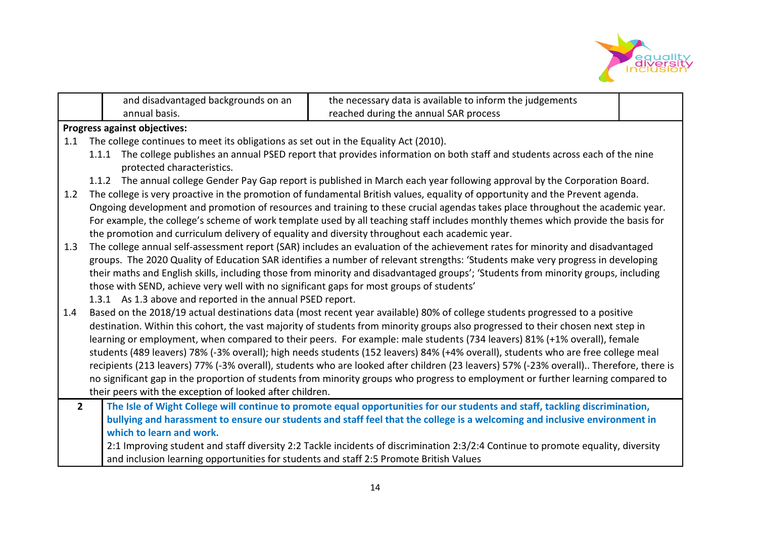| | | | |
|---|---|---|---|
| | and disadvantaged backgrounds on an annual basis. | the necessary data is available to inform the judgements reached during the annual SAR process | |

**Progress against objectives:**

1.1 The college continues to meet its obligations as set out in the Equality Act (2010).

- 1.1.1 The college publishes an annual PSED report that provides information on both staff and students across each of the nine protected characteristics.
- 1.1.2 The annual college Gender Pay Gap report is published in March each year following approval by the Corporation Board.

1.2 The college is very proactive in the promotion of fundamental British values, equality of opportunity and the Prevent agenda. Ongoing development and promotion of resources and training to these crucial agendas takes place throughout the academic year. For example, the college's scheme of work template used by all teaching staff includes monthly themes which provide the basis for the promotion and curriculum delivery of equality and diversity throughout each academic year.

1.3 The college annual self-assessment report (SAR) includes an evaluation of the achievement rates for minority and disadvantaged groups. The 2020 Quality of Education SAR identifies a number of relevant strengths: 'Students make very progress in developing their maths and English skills, including those from minority and disadvantaged groups'; 'Students from minority groups, including those with SEND, achieve very well with no significant gaps for most groups of students'

- 1.3.1 As 1.3 above and reported in the annual PSED report.

1.4 Based on the 2018/19 actual destinations data (most recent year available) 80% of college students progressed to a positive destination. Within this cohort, the vast majority of students from minority groups also progressed to their chosen next step in learning or employment, when compared to their peers. For example: male students (734 leavers) 81% (+1% overall), female students (489 leavers) 78% (-3% overall); high needs students (152 leavers) 84% (+4% overall), students who are free college meal recipients (213 leavers) 77% (-3% overall), students who are looked after children (23 leavers) 57% (-23% overall).. Therefore, there is no significant gap in the proportion of students from minority groups who progress to employment or further learning compared to their peers with the exception of looked after children.

| | |
|---|---|
| **2** | **The Isle of Wight College will continue to promote equal opportunities for our students and staff, tackling discrimination, bullying and harassment to ensure our students and staff feel that the college is a welcoming and inclusive environment in which to learn and work.** 2:1 Improving student and staff diversity 2:2 Tackle incidents of discrimination 2:3/2:4 Continue to promote equality, diversity and inclusion learning opportunities for students and staff 2:5 Promote British Values |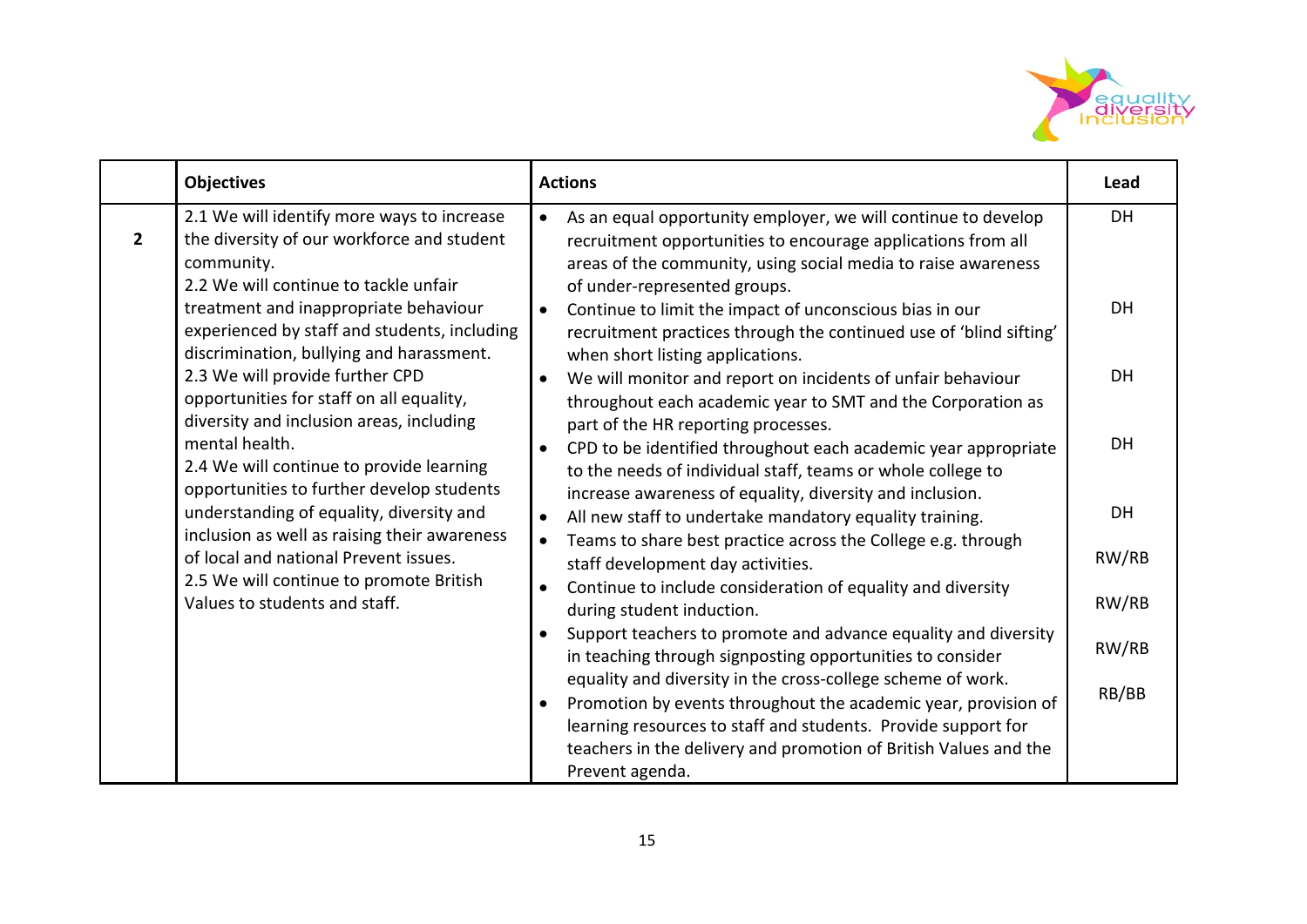| | Objectives | Actions | Lead |
|---|---|---|---|
| 2 | 2.1 We will identify more ways to increase the diversity of our workforce and student community.<br>2.2 We will continue to tackle unfair treatment and inappropriate behaviour experienced by staff and students, including discrimination, bullying and harassment.<br>2.3 We will provide further CPD opportunities for staff on all equality, diversity and inclusion areas, including mental health.<br>2.4 We will continue to provide learning opportunities to further develop students understanding of equality, diversity and inclusion as well as raising their awareness of local and national Prevent issues.<br>2.5 We will continue to promote British Values to students and staff. | • As an equal opportunity employer, we will continue to develop recruitment opportunities to encourage applications from all areas of the community, using social media to raise awareness of under-represented groups. | DH |
| | | • Continue to limit the impact of unconscious bias in our recruitment practices through the continued use of 'blind sifting' when short listing applications. | DH |
| | | • We will monitor and report on incidents of unfair behaviour throughout each academic year to SMT and the Corporation as part of the HR reporting processes. | DH |
| | | • CPD to be identified throughout each academic year appropriate to the needs of individual staff, teams or whole college to increase awareness of equality, diversity and inclusion. | DH |
| | | • All new staff to undertake mandatory equality training. | DH |
| | | • Teams to share best practice across the College e.g. through staff development day activities. | RW/RB |
| | | • Continue to include consideration of equality and diversity during student induction. | RW/RB |
| | | • Support teachers to promote and advance equality and diversity in teaching through signposting opportunities to consider equality and diversity in the cross-college scheme of work. | RW/RB |
| | | • Promotion by events throughout the academic year, provision of learning resources to staff and students. Provide support for teachers in the delivery and promotion of British Values and the Prevent agenda. | RB/BB |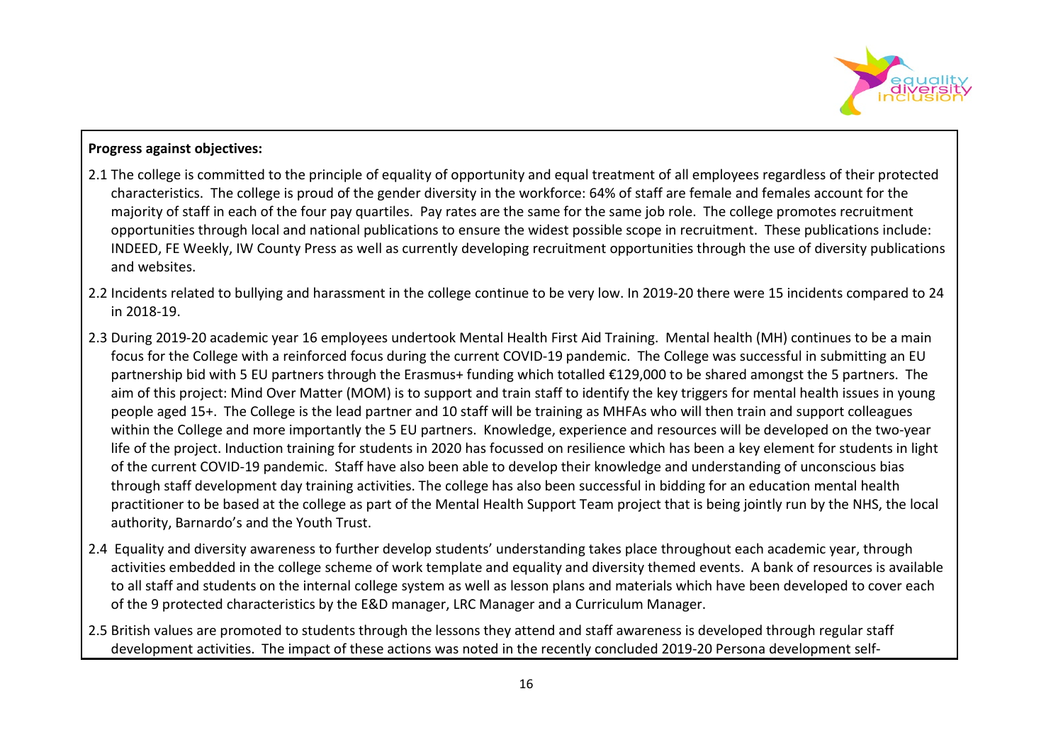**Progress against objectives:**

2.1 The college is committed to the principle of equality of opportunity and equal treatment of all employees regardless of their protected characteristics. The college is proud of the gender diversity in the workforce: 64% of staff are female and females account for the majority of staff in each of the four pay quartiles. Pay rates are the same for the same job role. The college promotes recruitment opportunities through local and national publications to ensure the widest possible scope in recruitment. These publications include: INDEED, FE Weekly, IW County Press as well as currently developing recruitment opportunities through the use of diversity publications and websites.

2.2 Incidents related to bullying and harassment in the college continue to be very low. In 2019-20 there were 15 incidents compared to 24 in 2018-19.

2.3 During 2019-20 academic year 16 employees undertook Mental Health First Aid Training. Mental health (MH) continues to be a main focus for the College with a reinforced focus during the current COVID-19 pandemic. The College was successful in submitting an EU partnership bid with 5 EU partners through the Erasmus+ funding which totalled €129,000 to be shared amongst the 5 partners. The aim of this project: Mind Over Matter (MOM) is to support and train staff to identify the key triggers for mental health issues in young people aged 15+. The College is the lead partner and 10 staff will be training as MHFAs who will then train and support colleagues within the College and more importantly the 5 EU partners. Knowledge, experience and resources will be developed on the two-year life of the project. Induction training for students in 2020 has focussed on resilience which has been a key element for students in light of the current COVID-19 pandemic. Staff have also been able to develop their knowledge and understanding of unconscious bias through staff development day training activities. The college has also been successful in bidding for an education mental health practitioner to be based at the college as part of the Mental Health Support Team project that is being jointly run by the NHS, the local authority, Barnardo's and the Youth Trust.

2.4 Equality and diversity awareness to further develop students' understanding takes place throughout each academic year, through activities embedded in the college scheme of work template and equality and diversity themed events. A bank of resources is available to all staff and students on the internal college system as well as lesson plans and materials which have been developed to cover each of the 9 protected characteristics by the E&D manager, LRC Manager and a Curriculum Manager.

2.5 British values are promoted to students through the lessons they attend and staff awareness is developed through regular staff development activities. The impact of these actions was noted in the recently concluded 2019-20 Persona development self-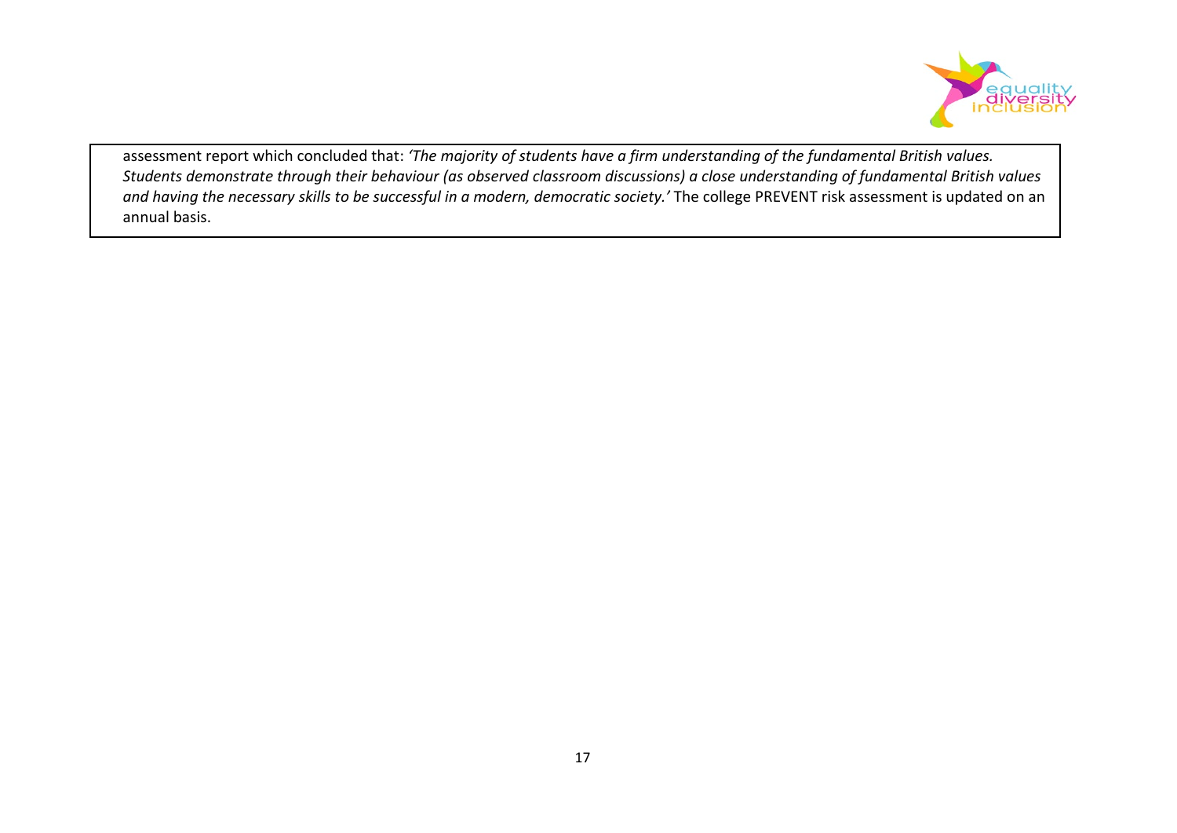assessment report which concluded that: *'The majority of students have a firm understanding of the fundamental British values. Students demonstrate through their behaviour (as observed classroom discussions) a close understanding of fundamental British values and having the necessary skills to be successful in a modern, democratic society.'* The college PREVENT risk assessment is updated on an annual basis.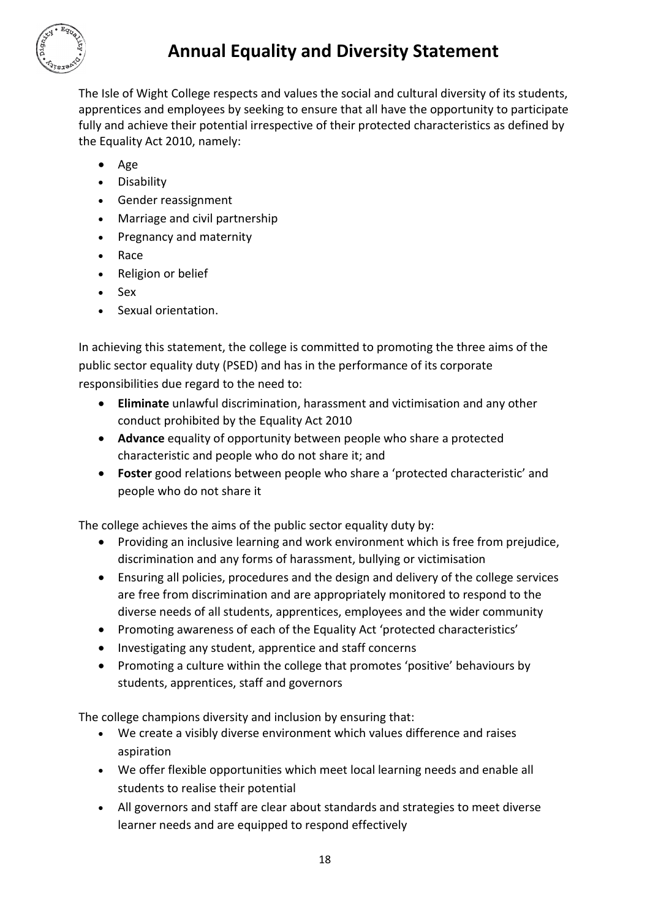# Annual Equality and Diversity Statement

The Isle of Wight College respects and values the social and cultural diversity of its students, apprentices and employees by seeking to ensure that all have the opportunity to participate fully and achieve their potential irrespective of their protected characteristics as defined by the Equality Act 2010, namely:

- Age
- Disability
- Gender reassignment
- Marriage and civil partnership
- Pregnancy and maternity
- Race
- Religion or belief
- Sex
- Sexual orientation.

In achieving this statement, the college is committed to promoting the three aims of the public sector equality duty (PSED) and has in the performance of its corporate responsibilities due regard to the need to:

- **Eliminate** unlawful discrimination, harassment and victimisation and any other conduct prohibited by the Equality Act 2010
- **Advance** equality of opportunity between people who share a protected characteristic and people who do not share it; and
- **Foster** good relations between people who share a 'protected characteristic' and people who do not share it

The college achieves the aims of the public sector equality duty by:

- Providing an inclusive learning and work environment which is free from prejudice, discrimination and any forms of harassment, bullying or victimisation
- Ensuring all policies, procedures and the design and delivery of the college services are free from discrimination and are appropriately monitored to respond to the diverse needs of all students, apprentices, employees and the wider community
- Promoting awareness of each of the Equality Act 'protected characteristics'
- Investigating any student, apprentice and staff concerns
- Promoting a culture within the college that promotes 'positive' behaviours by students, apprentices, staff and governors

The college champions diversity and inclusion by ensuring that:

- We create a visibly diverse environment which values difference and raises aspiration
- We offer flexible opportunities which meet local learning needs and enable all students to realise their potential
- All governors and staff are clear about standards and strategies to meet diverse learner needs and are equipped to respond effectively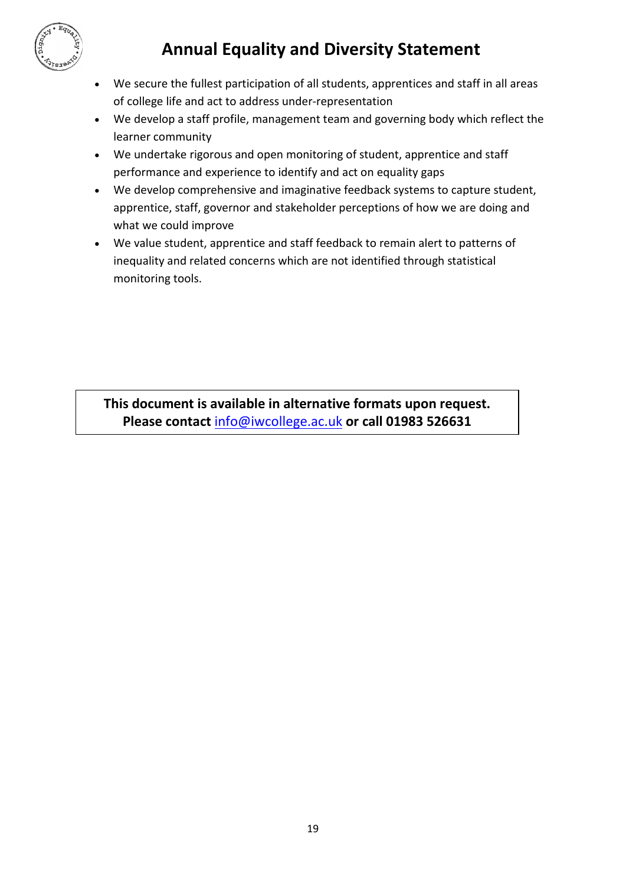# Annual Equality and Diversity Statement

- We secure the fullest participation of all students, apprentices and staff in all areas of college life and act to address under-representation
- We develop a staff profile, management team and governing body which reflect the learner community
- We undertake rigorous and open monitoring of student, apprentice and staff performance and experience to identify and act on equality gaps
- We develop comprehensive and imaginative feedback systems to capture student, apprentice, staff, governor and stakeholder perceptions of how we are doing and what we could improve
- We value student, apprentice and staff feedback to remain alert to patterns of inequality and related concerns which are not identified through statistical monitoring tools.

**This document is available in alternative formats upon request.**
**Please contact info@iwcollege.ac.uk or call 01983 526631**